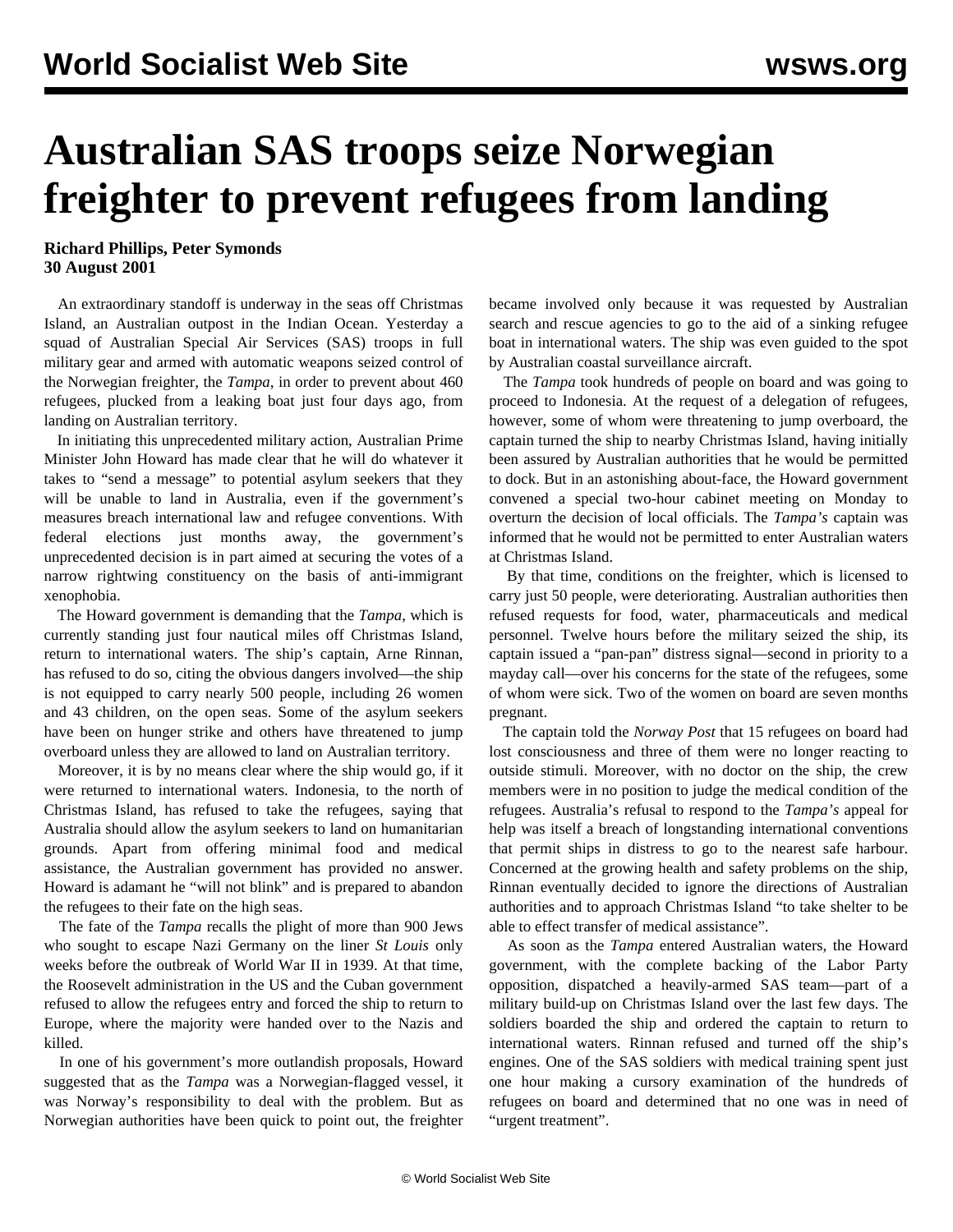# Australian SAS troops seize Norwegian freighter to prevent refugees from landing

**Richard Phillips, Peter Symonds**
**30 August 2001**

An extraordinary standoff is underway in the seas off Christmas Island, an Australian outpost in the Indian Ocean. Yesterday a squad of Australian Special Air Services (SAS) troops in full military gear and armed with automatic weapons seized control of the Norwegian freighter, the *Tampa*, in order to prevent about 460 refugees, plucked from a leaking boat just four days ago, from landing on Australian territory.

In initiating this unprecedented military action, Australian Prime Minister John Howard has made clear that he will do whatever it takes to "send a message" to potential asylum seekers that they will be unable to land in Australia, even if the government's measures breach international law and refugee conventions. With federal elections just months away, the government's unprecedented decision is in part aimed at securing the votes of a narrow rightwing constituency on the basis of anti-immigrant xenophobia.

The Howard government is demanding that the *Tampa*, which is currently standing just four nautical miles off Christmas Island, return to international waters. The ship's captain, Arne Rinnan, has refused to do so, citing the obvious dangers involved—the ship is not equipped to carry nearly 500 people, including 26 women and 43 children, on the open seas. Some of the asylum seekers have been on hunger strike and others have threatened to jump overboard unless they are allowed to land on Australian territory.

Moreover, it is by no means clear where the ship would go, if it were returned to international waters. Indonesia, to the north of Christmas Island, has refused to take the refugees, saying that Australia should allow the asylum seekers to land on humanitarian grounds. Apart from offering minimal food and medical assistance, the Australian government has provided no answer. Howard is adamant he "will not blink" and is prepared to abandon the refugees to their fate on the high seas.

The fate of the *Tampa* recalls the plight of more than 900 Jews who sought to escape Nazi Germany on the liner *St Louis* only weeks before the outbreak of World War II in 1939. At that time, the Roosevelt administration in the US and the Cuban government refused to allow the refugees entry and forced the ship to return to Europe, where the majority were handed over to the Nazis and killed.

In one of his government's more outlandish proposals, Howard suggested that as the *Tampa* was a Norwegian-flagged vessel, it was Norway's responsibility to deal with the problem. But as Norwegian authorities have been quick to point out, the freighter became involved only because it was requested by Australian search and rescue agencies to go to the aid of a sinking refugee boat in international waters. The ship was even guided to the spot by Australian coastal surveillance aircraft.

The *Tampa* took hundreds of people on board and was going to proceed to Indonesia. At the request of a delegation of refugees, however, some of whom were threatening to jump overboard, the captain turned the ship to nearby Christmas Island, having initially been assured by Australian authorities that he would be permitted to dock. But in an astonishing about-face, the Howard government convened a special two-hour cabinet meeting on Monday to overturn the decision of local officials. The *Tampa's* captain was informed that he would not be permitted to enter Australian waters at Christmas Island.

By that time, conditions on the freighter, which is licensed to carry just 50 people, were deteriorating. Australian authorities then refused requests for food, water, pharmaceuticals and medical personnel. Twelve hours before the military seized the ship, its captain issued a "pan-pan" distress signal—second in priority to a mayday call—over his concerns for the state of the refugees, some of whom were sick. Two of the women on board are seven months pregnant.

The captain told the *Norway Post* that 15 refugees on board had lost consciousness and three of them were no longer reacting to outside stimuli. Moreover, with no doctor on the ship, the crew members were in no position to judge the medical condition of the refugees. Australia's refusal to respond to the *Tampa's* appeal for help was itself a breach of longstanding international conventions that permit ships in distress to go to the nearest safe harbour. Concerned at the growing health and safety problems on the ship, Rinnan eventually decided to ignore the directions of Australian authorities and to approach Christmas Island "to take shelter to be able to effect transfer of medical assistance".

As soon as the *Tampa* entered Australian waters, the Howard government, with the complete backing of the Labor Party opposition, dispatched a heavily-armed SAS team—part of a military build-up on Christmas Island over the last few days. The soldiers boarded the ship and ordered the captain to return to international waters. Rinnan refused and turned off the ship's engines. One of the SAS soldiers with medical training spent just one hour making a cursory examination of the hundreds of refugees on board and determined that no one was in need of "urgent treatment".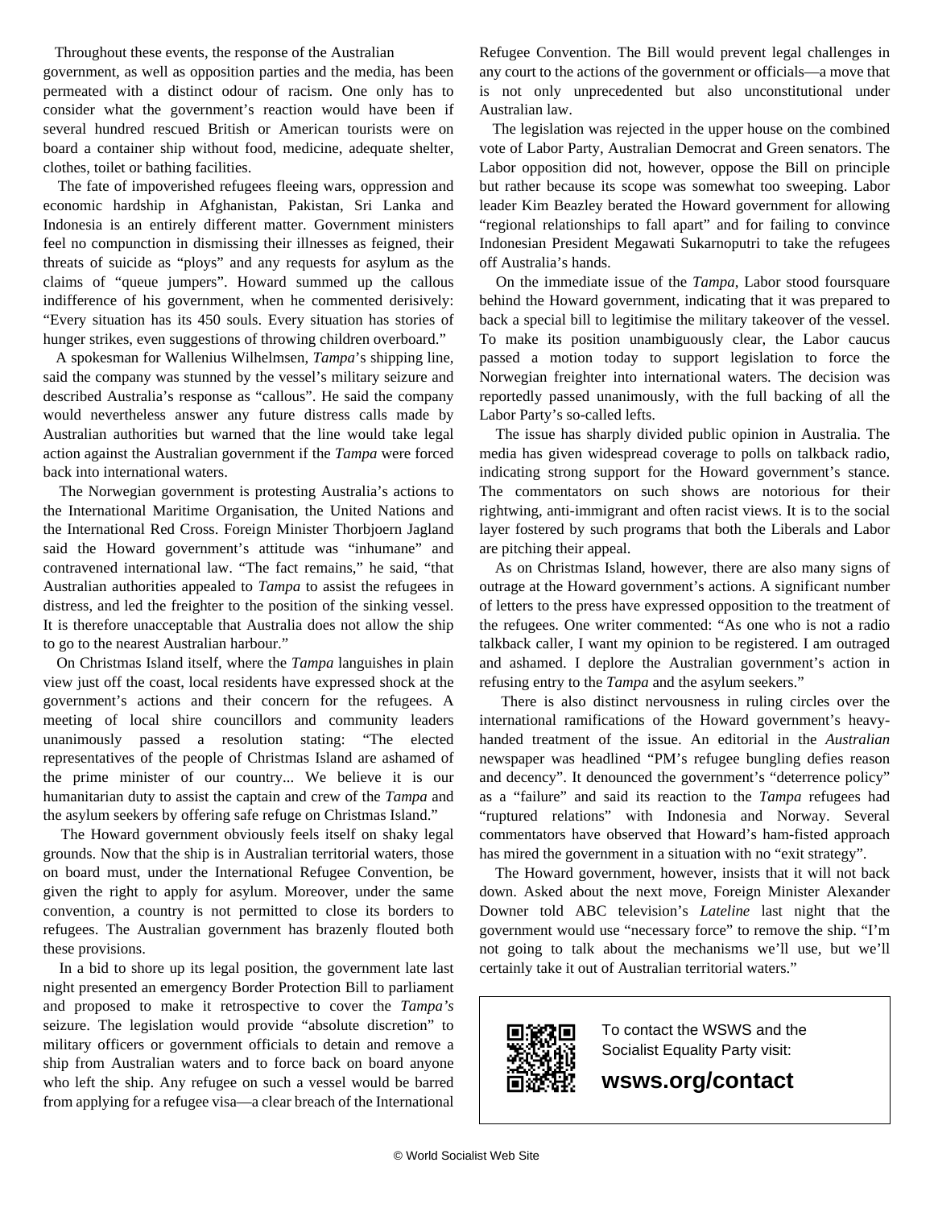Throughout these events, the response of the Australian government, as well as opposition parties and the media, has been permeated with a distinct odour of racism. One only has to consider what the government's reaction would have been if several hundred rescued British or American tourists were on board a container ship without food, medicine, adequate shelter, clothes, toilet or bathing facilities.

The fate of impoverished refugees fleeing wars, oppression and economic hardship in Afghanistan, Pakistan, Sri Lanka and Indonesia is an entirely different matter. Government ministers feel no compunction in dismissing their illnesses as feigned, their threats of suicide as "ploys" and any requests for asylum as the claims of "queue jumpers". Howard summed up the callous indifference of his government, when he commented derisively: "Every situation has its 450 souls. Every situation has stories of hunger strikes, even suggestions of throwing children overboard."

A spokesman for Wallenius Wilhelmsen, *Tampa*'s shipping line, said the company was stunned by the vessel's military seizure and described Australia's response as "callous". He said the company would nevertheless answer any future distress calls made by Australian authorities but warned that the line would take legal action against the Australian government if the *Tampa* were forced back into international waters.

The Norwegian government is protesting Australia's actions to the International Maritime Organisation, the United Nations and the International Red Cross. Foreign Minister Thorbjoern Jagland said the Howard government's attitude was "inhumane" and contravened international law. "The fact remains," he said, "that Australian authorities appealed to *Tampa* to assist the refugees in distress, and led the freighter to the position of the sinking vessel. It is therefore unacceptable that Australia does not allow the ship to go to the nearest Australian harbour."

On Christmas Island itself, where the *Tampa* languishes in plain view just off the coast, local residents have expressed shock at the government's actions and their concern for the refugees. A meeting of local shire councillors and community leaders unanimously passed a resolution stating: "The elected representatives of the people of Christmas Island are ashamed of the prime minister of our country... We believe it is our humanitarian duty to assist the captain and crew of the *Tampa* and the asylum seekers by offering safe refuge on Christmas Island."

The Howard government obviously feels itself on shaky legal grounds. Now that the ship is in Australian territorial waters, those on board must, under the International Refugee Convention, be given the right to apply for asylum. Moreover, under the same convention, a country is not permitted to close its borders to refugees. The Australian government has brazenly flouted both these provisions.

In a bid to shore up its legal position, the government late last night presented an emergency Border Protection Bill to parliament and proposed to make it retrospective to cover the *Tampa's* seizure. The legislation would provide "absolute discretion" to military officers or government officials to detain and remove a ship from Australian waters and to force back on board anyone who left the ship. Any refugee on such a vessel would be barred from applying for a refugee visa—a clear breach of the International Refugee Convention. The Bill would prevent legal challenges in any court to the actions of the government or officials—a move that is not only unprecedented but also unconstitutional under Australian law.

The legislation was rejected in the upper house on the combined vote of Labor Party, Australian Democrat and Green senators. The Labor opposition did not, however, oppose the Bill on principle but rather because its scope was somewhat too sweeping. Labor leader Kim Beazley berated the Howard government for allowing "regional relationships to fall apart" and for failing to convince Indonesian President Megawati Sukarnoputri to take the refugees off Australia's hands.

On the immediate issue of the *Tampa*, Labor stood foursquare behind the Howard government, indicating that it was prepared to back a special bill to legitimise the military takeover of the vessel. To make its position unambiguously clear, the Labor caucus passed a motion today to support legislation to force the Norwegian freighter into international waters. The decision was reportedly passed unanimously, with the full backing of all the Labor Party's so-called lefts.

The issue has sharply divided public opinion in Australia. The media has given widespread coverage to polls on talkback radio, indicating strong support for the Howard government's stance. The commentators on such shows are notorious for their rightwing, anti-immigrant and often racist views. It is to the social layer fostered by such programs that both the Liberals and Labor are pitching their appeal.

As on Christmas Island, however, there are also many signs of outrage at the Howard government's actions. A significant number of letters to the press have expressed opposition to the treatment of the refugees. One writer commented: "As one who is not a radio talkback caller, I want my opinion to be registered. I am outraged and ashamed. I deplore the Australian government's action in refusing entry to the *Tampa* and the asylum seekers."

There is also distinct nervousness in ruling circles over the international ramifications of the Howard government's heavy-handed treatment of the issue. An editorial in the *Australian* newspaper was headlined "PM's refugee bungling defies reason and decency". It denounced the government's "deterrence policy" as a "failure" and said its reaction to the *Tampa* refugees had "ruptured relations" with Indonesia and Norway. Several commentators have observed that Howard's ham-fisted approach has mired the government in a situation with no "exit strategy".

The Howard government, however, insists that it will not back down. Asked about the next move, Foreign Minister Alexander Downer told ABC television's *Lateline* last night that the government would use "necessary force" to remove the ship. "I'm not going to talk about the mechanisms we'll use, but we'll certainly take it out of Australian territorial waters."

To contact the WSWS and the Socialist Equality Party visit:

**wsws.org/contact**